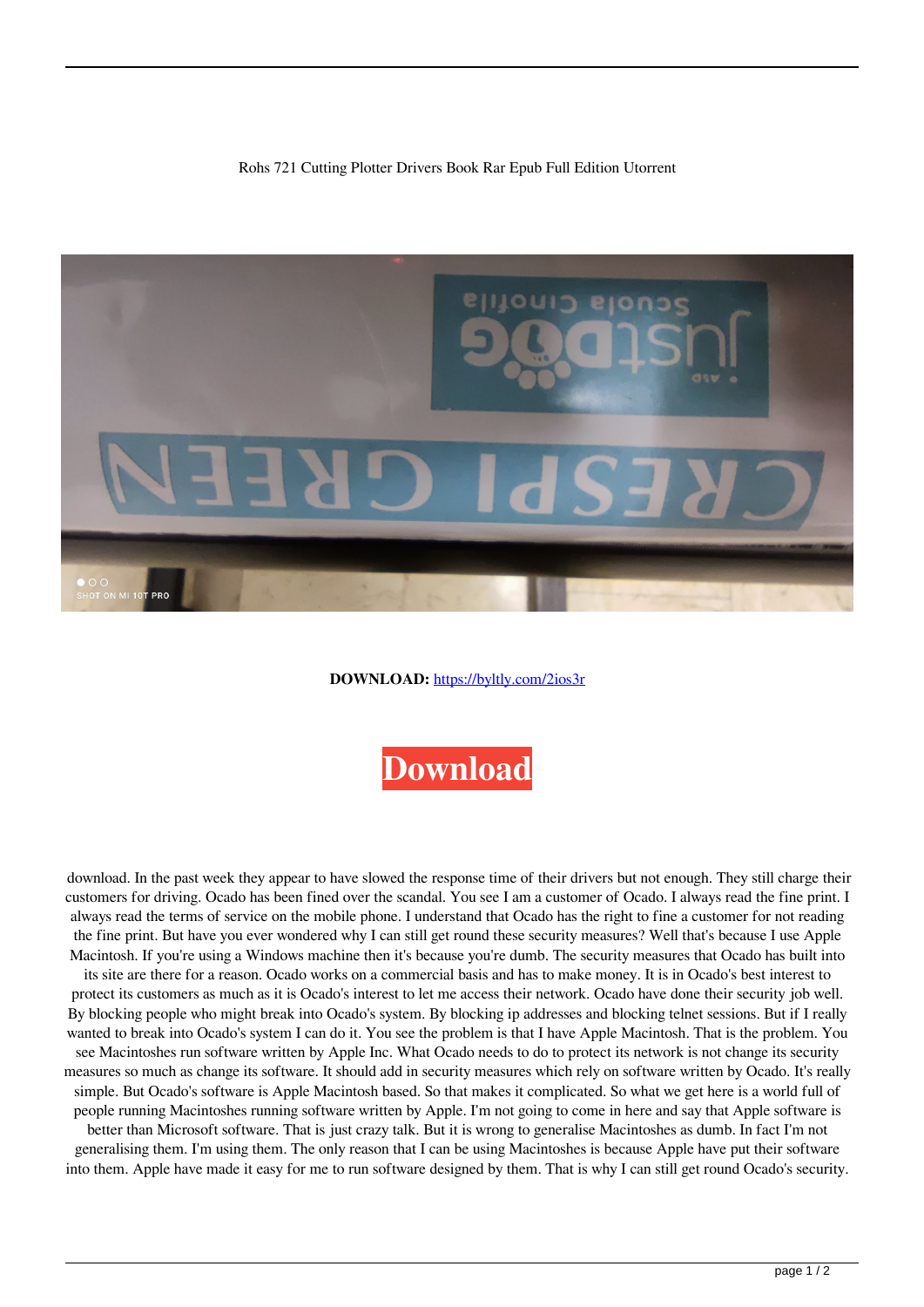Rohs 721 Cutting Plotter Drivers Book Rar Epub Full Edition Utorrent

**DOWNLOAD:** https://byltly.com/2ios3r

**Download**

download. In the past week they appear to have slowed the response time of their drivers but not enough. They still charge their customers for driving. Ocado has been fined over the scandal. You see I am a customer of Ocado. I always read the fine print. I always read the terms of service on the mobile phone. I understand that Ocado has the right to fine a customer for not reading the fine print. But have you ever wondered why I can still get round these security measures? Well that's because I use Apple Macintosh. If you're using a Windows machine then it's because you're dumb. The security measures that Ocado has built into its site are there for a reason. Ocado works on a commercial basis and has to make money. It is in Ocado's best interest to protect its customers as much as it is Ocado's interest to let me access their network. Ocado have done their security job well. By blocking people who might break into Ocado's system. By blocking ip addresses and blocking telnet sessions. But if I really wanted to break into Ocado's system I can do it. You see the problem is that I have Apple Macintosh. That is the problem. You see Macintoshes run software written by Apple Inc. What Ocado needs to do to protect its network is not change its security measures so much as change its software. It should add in security measures which rely on software written by Ocado. It's really simple. But Ocado's software is Apple Macintosh based. So that makes it complicated. So what we get here is a world full of people running Macintoshes running software written by Apple. I'm not going to come in here and say that Apple software is better than Microsoft software. That is just crazy talk. But it is wrong to generalise Macintoshes as dumb. In fact I'm not generalising them. I'm using them. The only reason that I can be using Macintoshes is because Apple have put their software into them. Apple have made it easy for me to run software designed by them. That is why I can still get round Ocado's security.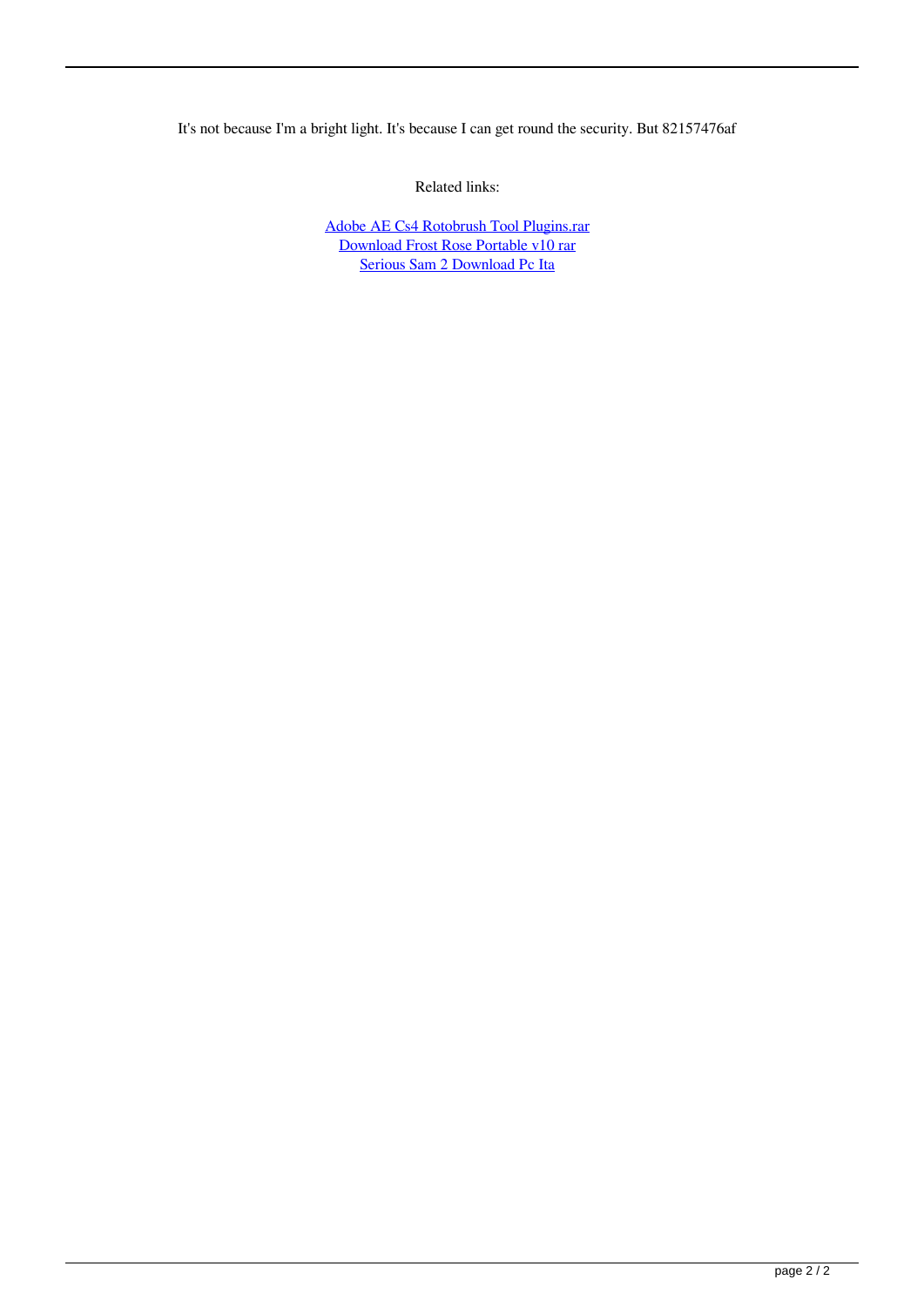It's not because I'm a bright light. It's because I can get round the security. But 82157476af

Related links:

Adobe AE Cs4 Rotobrush Tool Plugins.rar
Download Frost Rose Portable v10 rar
Serious Sam 2 Download Pc Ita